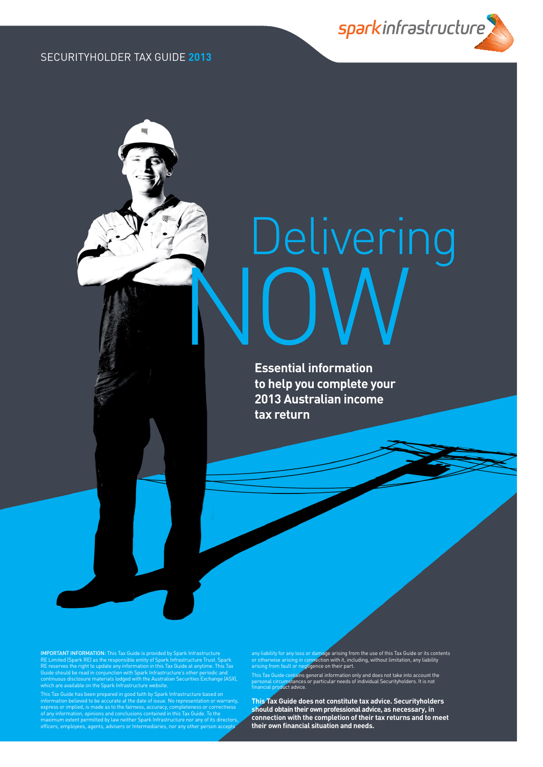spark infrastructure

SECURITYHOLDER TAX GUIDE **2013**

# Delivering NOW

**Essential information to help you complete your 2013 Australian income tax return**

**IMPORTANT INFORMATION**: This Tax Guide is provided by Spark Infrastructure RE Limited (Spark RE) as the responsible entity of Spark Infrastructure Trust. Spark RE reserves the right to update any information in this Tax Guide at anytime. This Tax Guide should be read in conjunction with Spark Infrastructure's other periodic and continuous disclosure materials lodged with the Australian Securities Exchange (ASX), which are available on the Spark Infrastructure website.

This Tax Guide has been prepared in good faith by Spark Infrastructure based on information believed to be accurate at the date of issue. No representation or warranty, express or implied, is made as to the fairness, accuracy, completeness or correctness of any information, opinions and conclusions contained in this Tax Guide. To the maximum extent permitted by law neither Spark Infrastructure nor any of its directors, officers, employees, agents, advisers or Intermediaries, nor any other person accepts any liability for any loss or damage arising from the use of this Tax Guide or its contents or otherwise arising in connection with it, including, without limitation, any liability arising from fault or negligence on their part.

This Tax Guide contains general information only and does not take into account the personal circumstances or particular needs of individual Securityholders. It is not financial product advice.

**This Tax Guide does not constitute tax advice. Securityholders should obtain their own professional advice, as necessary, in connection with the completion of their tax returns and to meet their own financial situation and needs.**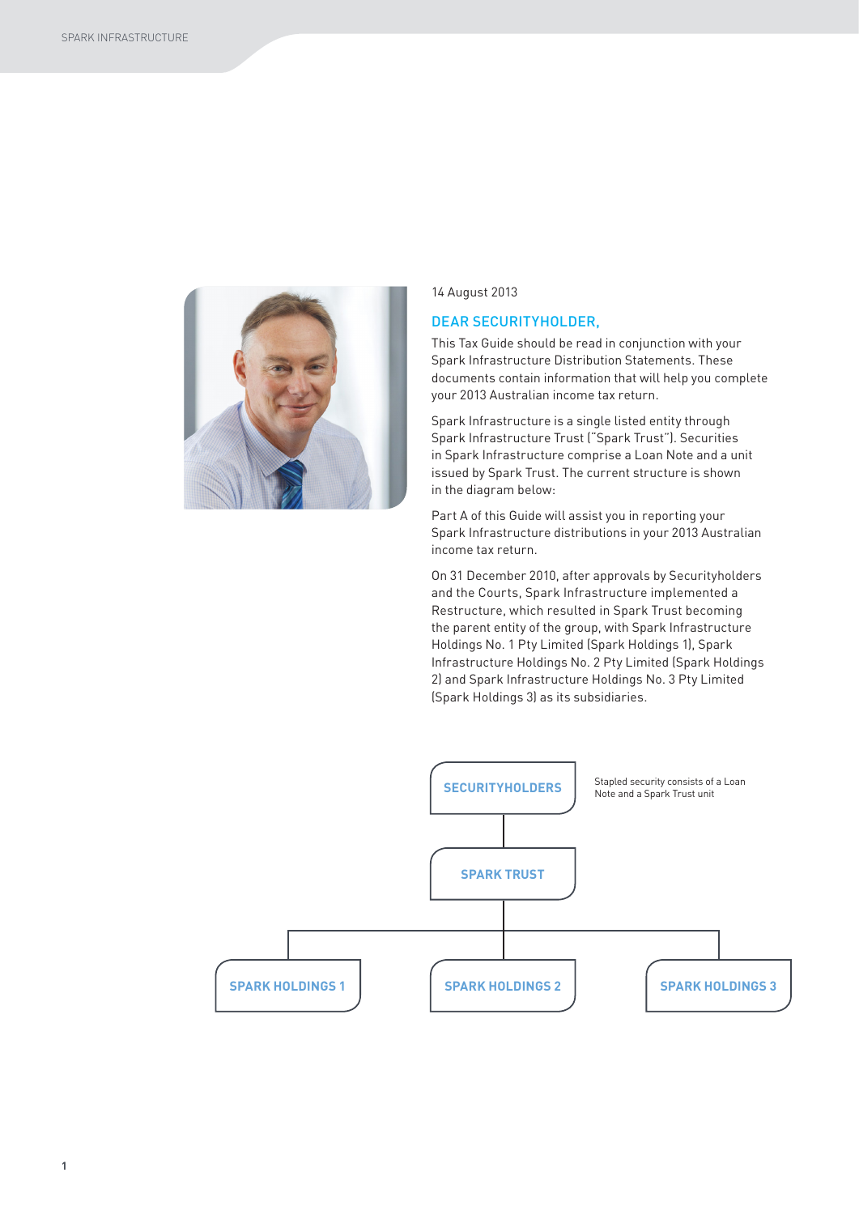14 August 2013

## DEAR SECURITYHOLDER,

This Tax Guide should be read in conjunction with your Spark Infrastructure Distribution Statements. These documents contain information that will help you complete your 2013 Australian income tax return.

Spark Infrastructure is a single listed entity through Spark Infrastructure Trust ("Spark Trust"). Securities in Spark Infrastructure comprise a Loan Note and a unit issued by Spark Trust. The current structure is shown in the diagram below:

Part A of this Guide will assist you in reporting your Spark Infrastructure distributions in your 2013 Australian income tax return.

On 31 December 2010, after approvals by Securityholders and the Courts, Spark Infrastructure implemented a Restructure, which resulted in Spark Trust becoming the parent entity of the group, with Spark Infrastructure Holdings No. 1 Pty Limited (Spark Holdings 1), Spark Infrastructure Holdings No. 2 Pty Limited (Spark Holdings 2) and Spark Infrastructure Holdings No. 3 Pty Limited (Spark Holdings 3) as its subsidiaries.

SECURITYHOLDERS — Stapled security consists of a Loan Note and a Spark Trust unit

SPARK TRUST

SPARK HOLDINGS 1 | SPARK HOLDINGS 2 | SPARK HOLDINGS 3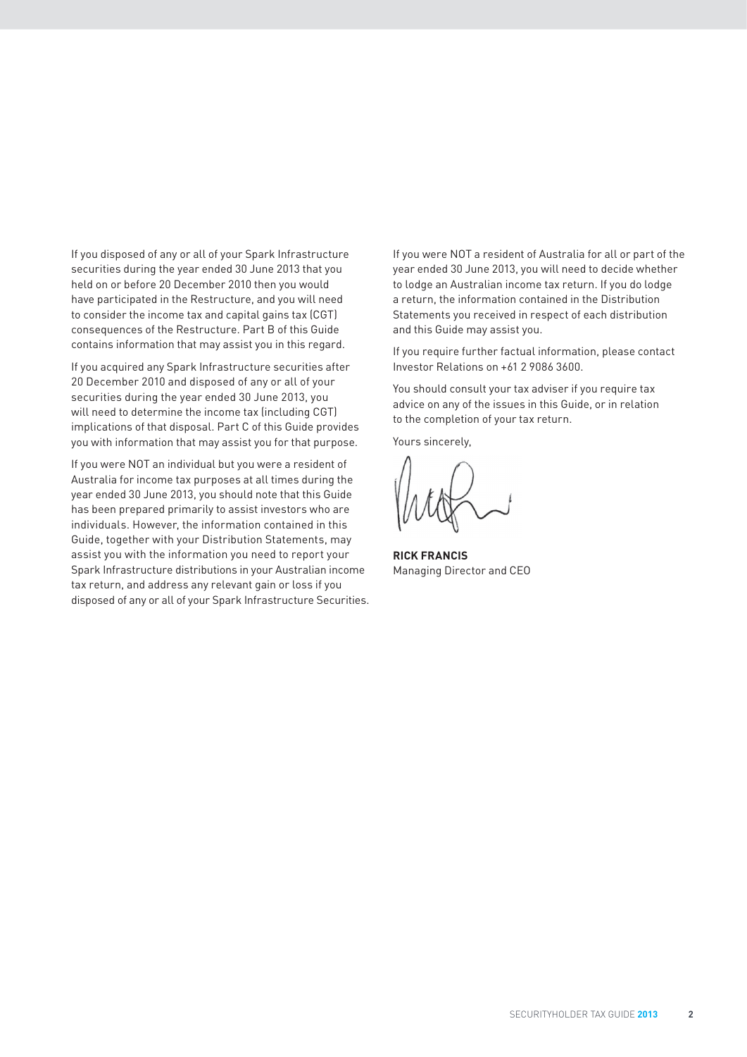If you disposed of any or all of your Spark Infrastructure securities during the year ended 30 June 2013 that you held on or before 20 December 2010 then you would have participated in the Restructure, and you will need to consider the income tax and capital gains tax (CGT) consequences of the Restructure. Part B of this Guide contains information that may assist you in this regard.

If you acquired any Spark Infrastructure securities after 20 December 2010 and disposed of any or all of your securities during the year ended 30 June 2013, you will need to determine the income tax (including CGT) implications of that disposal. Part C of this Guide provides you with information that may assist you for that purpose.

If you were NOT an individual but you were a resident of Australia for income tax purposes at all times during the year ended 30 June 2013, you should note that this Guide has been prepared primarily to assist investors who are individuals. However, the information contained in this Guide, together with your Distribution Statements, may assist you with the information you need to report your Spark Infrastructure distributions in your Australian income tax return, and address any relevant gain or loss if you disposed of any or all of your Spark Infrastructure Securities.

If you were NOT a resident of Australia for all or part of the year ended 30 June 2013, you will need to decide whether to lodge an Australian income tax return. If you do lodge a return, the information contained in the Distribution Statements you received in respect of each distribution and this Guide may assist you.

If you require further factual information, please contact Investor Relations on +61 2 9086 3600.

You should consult your tax adviser if you require tax advice on any of the issues in this Guide, or in relation to the completion of your tax return.

Yours sincerely,

**RICK FRANCIS**
Managing Director and CEO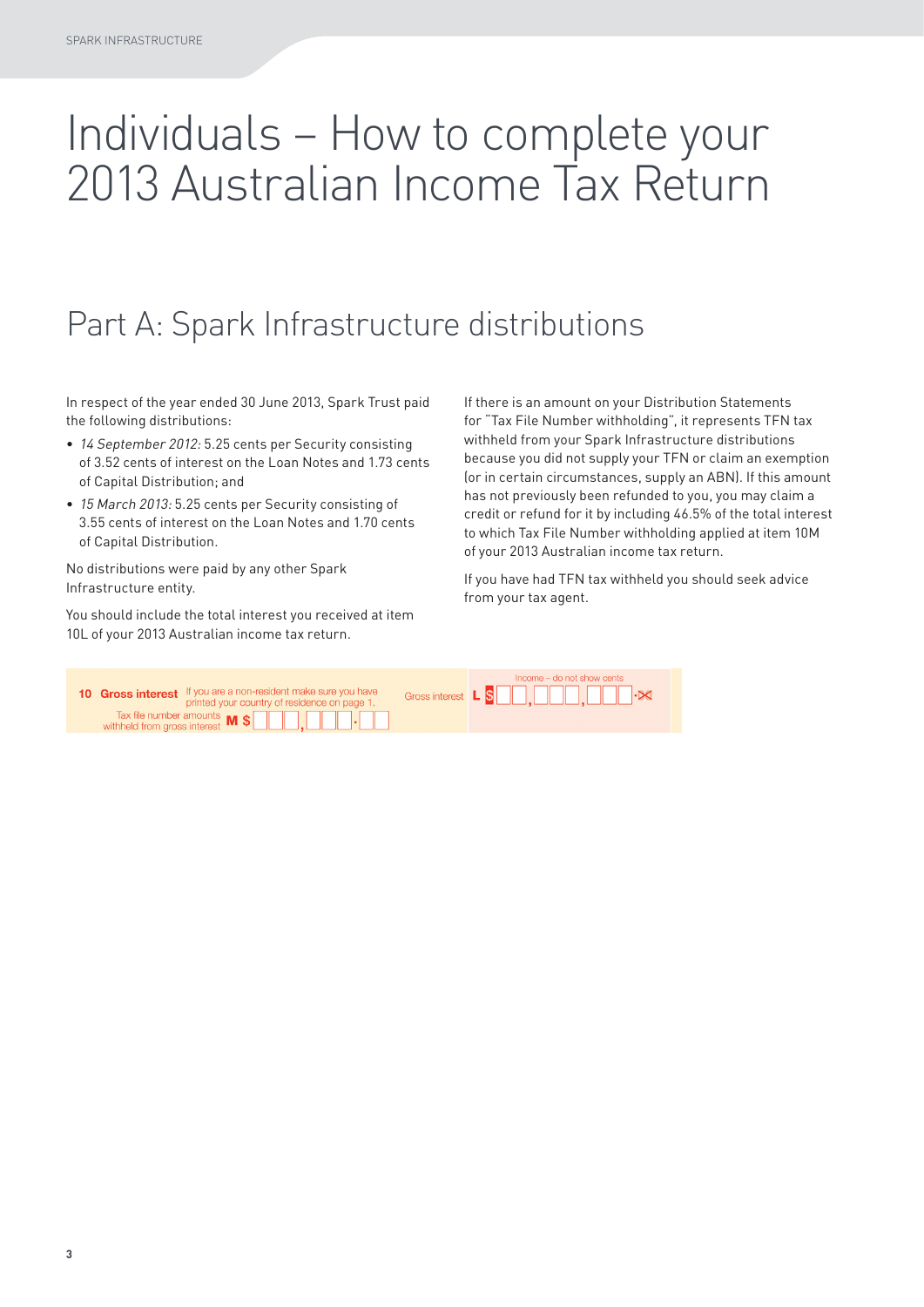#  Individuals – How to complete your 2013 Australian Income Tax Return

## Part A: Spark Infrastructure distributions

In respect of the year ended 30 June 2013, Spark Trust paid the following distributions:

- *14 September 2012:* 5.25 cents per Security consisting of 3.52 cents of interest on the Loan Notes and 1.73 cents of Capital Distribution; and
- *15 March 2013:* 5.25 cents per Security consisting of 3.55 cents of interest on the Loan Notes and 1.70 cents of Capital Distribution.

No distributions were paid by any other Spark Infrastructure entity.

You should include the total interest you received at item 10L of your 2013 Australian income tax return.

If there is an amount on your Distribution Statements for "Tax File Number withholding", it represents TFN tax withheld from your Spark Infrastructure distributions because you did not supply your TFN or claim an exemption (or in certain circumstances, supply an ABN). If this amount has not previously been refunded to you, you may claim a credit or refund for it by including 46.5% of the total interest to which Tax File Number withholding applied at item 10M of your 2013 Australian income tax return.

If you have had TFN tax withheld you should seek advice from your tax agent.

**10 Gross interest** If you are a non-resident make sure you have printed your country of residence on page 1.

Gross interest **L** $ ___,___,___ .00 (Income – do not show cents)

Tax file number amounts withheld from gross interest **M** $ ___,___.__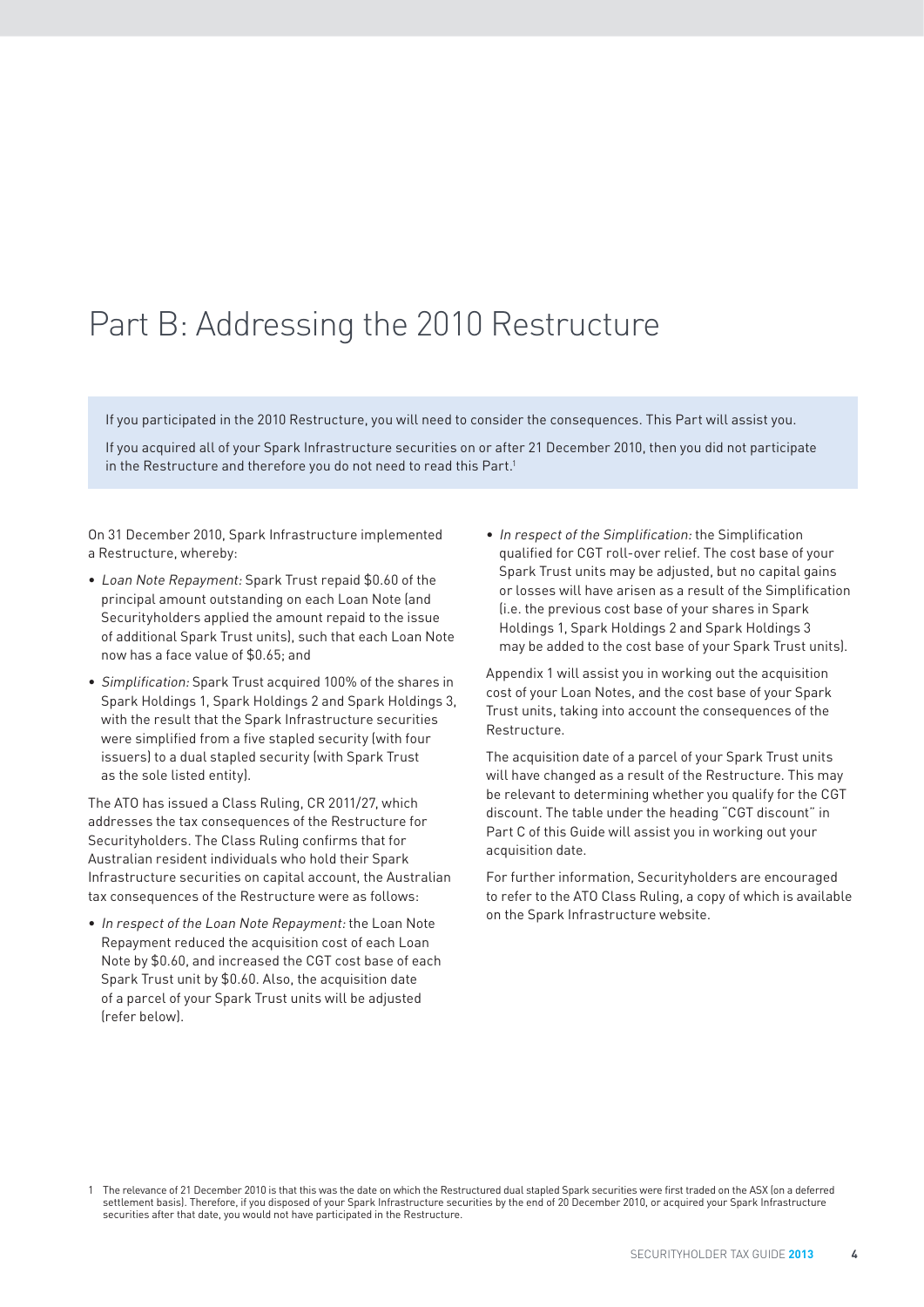# Part B: Addressing the 2010 Restructure

If you participated in the 2010 Restructure, you will need to consider the consequences. This Part will assist you.

If you acquired all of your Spark Infrastructure securities on or after 21 December 2010, then you did not participate in the Restructure and therefore you do not need to read this Part.[1]

On 31 December 2010, Spark Infrastructure implemented a Restructure, whereby:

- *Loan Note Repayment:* Spark Trust repaid $0.60 of the principal amount outstanding on each Loan Note (and Securityholders applied the amount repaid to the issue of additional Spark Trust units), such that each Loan Note now has a face value of $0.65; and
- *Simplification:* Spark Trust acquired 100% of the shares in Spark Holdings 1, Spark Holdings 2 and Spark Holdings 3, with the result that the Spark Infrastructure securities were simplified from a five stapled security (with four issuers) to a dual stapled security (with Spark Trust as the sole listed entity).

The ATO has issued a Class Ruling, CR 2011/27, which addresses the tax consequences of the Restructure for Securityholders. The Class Ruling confirms that for Australian resident individuals who hold their Spark Infrastructure securities on capital account, the Australian tax consequences of the Restructure were as follows:

- *In respect of the Loan Note Repayment:* the Loan Note Repayment reduced the acquisition cost of each Loan Note by $0.60, and increased the CGT cost base of each Spark Trust unit by $0.60. Also, the acquisition date of a parcel of your Spark Trust units will be adjusted (refer below).
- *In respect of the Simplification:* the Simplification qualified for CGT roll-over relief. The cost base of your Spark Trust units may be adjusted, but no capital gains or losses will have arisen as a result of the Simplification (i.e. the previous cost base of your shares in Spark Holdings 1, Spark Holdings 2 and Spark Holdings 3 may be added to the cost base of your Spark Trust units).

Appendix 1 will assist you in working out the acquisition cost of your Loan Notes, and the cost base of your Spark Trust units, taking into account the consequences of the Restructure.

The acquisition date of a parcel of your Spark Trust units will have changed as a result of the Restructure. This may be relevant to determining whether you qualify for the CGT discount. The table under the heading "CGT discount" in Part C of this Guide will assist you in working out your acquisition date.

For further information, Securityholders are encouraged to refer to the ATO Class Ruling, a copy of which is available on the Spark Infrastructure website.

1 The relevance of 21 December 2010 is that this was the date on which the Restructured dual stapled Spark securities were first traded on the ASX (on a deferred settlement basis). Therefore, if you disposed of your Spark Infrastructure securities by the end of 20 December 2010, or acquired your Spark Infrastructure securities after that date, you would not have participated in the Restructure.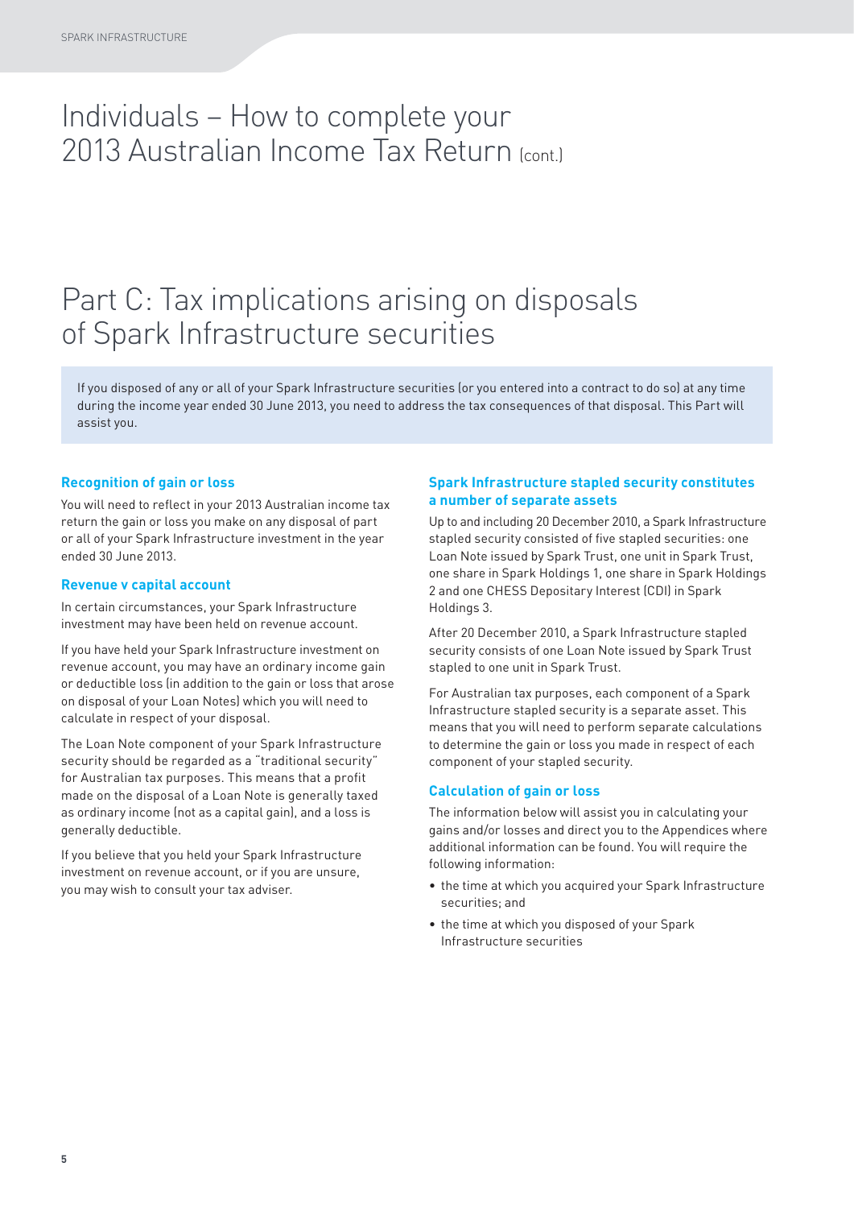# Individuals – How to complete your 2013 Australian Income Tax Return (cont.)

# Part C: Tax implications arising on disposals of Spark Infrastructure securities

If you disposed of any or all of your Spark Infrastructure securities (or you entered into a contract to do so) at any time during the income year ended 30 June 2013, you need to address the tax consequences of that disposal. This Part will assist you.

### Recognition of gain or loss

You will need to reflect in your 2013 Australian income tax return the gain or loss you make on any disposal of part or all of your Spark Infrastructure investment in the year ended 30 June 2013.

### Revenue v capital account

In certain circumstances, your Spark Infrastructure investment may have been held on revenue account.

If you have held your Spark Infrastructure investment on revenue account, you may have an ordinary income gain or deductible loss (in addition to the gain or loss that arose on disposal of your Loan Notes) which you will need to calculate in respect of your disposal.

The Loan Note component of your Spark Infrastructure security should be regarded as a "traditional security" for Australian tax purposes. This means that a profit made on the disposal of a Loan Note is generally taxed as ordinary income (not as a capital gain), and a loss is generally deductible.

If you believe that you held your Spark Infrastructure investment on revenue account, or if you are unsure, you may wish to consult your tax adviser.

### Spark Infrastructure stapled security constitutes a number of separate assets

Up to and including 20 December 2010, a Spark Infrastructure stapled security consisted of five stapled securities: one Loan Note issued by Spark Trust, one unit in Spark Trust, one share in Spark Holdings 1, one share in Spark Holdings 2 and one CHESS Depositary Interest (CDI) in Spark Holdings 3.

After 20 December 2010, a Spark Infrastructure stapled security consists of one Loan Note issued by Spark Trust stapled to one unit in Spark Trust.

For Australian tax purposes, each component of a Spark Infrastructure stapled security is a separate asset. This means that you will need to perform separate calculations to determine the gain or loss you made in respect of each component of your stapled security.

### Calculation of gain or loss

The information below will assist you in calculating your gains and/or losses and direct you to the Appendices where additional information can be found. You will require the following information:

- the time at which you acquired your Spark Infrastructure securities; and
- the time at which you disposed of your Spark Infrastructure securities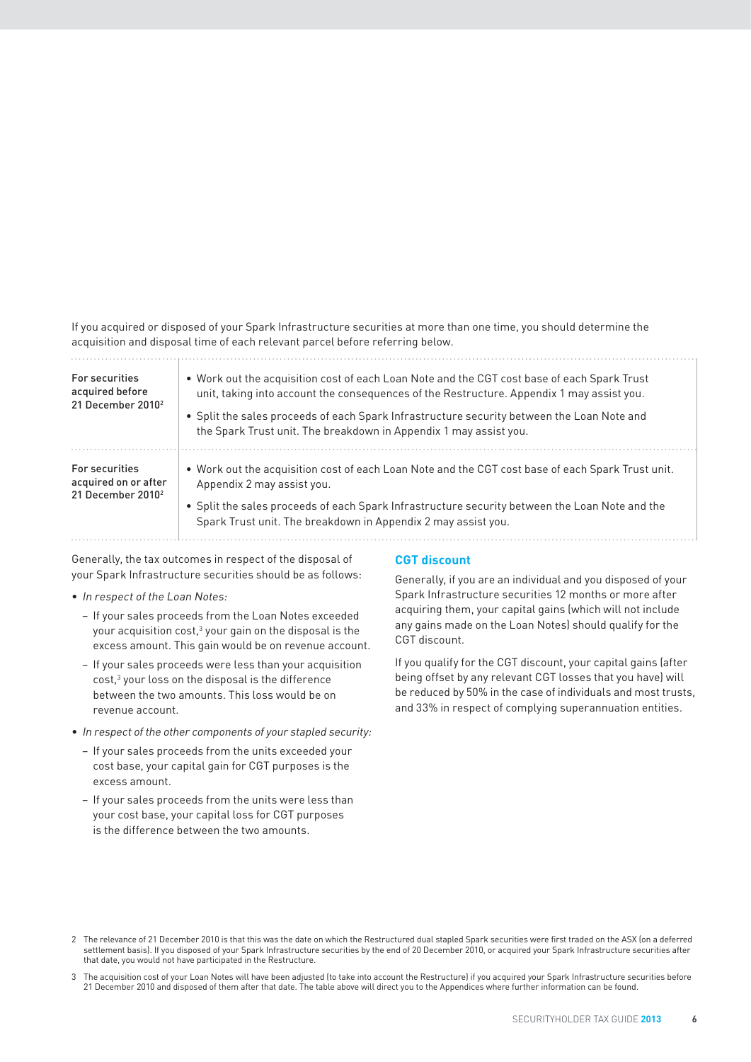If you acquired or disposed of your Spark Infrastructure securities at more than one time, you should determine the acquisition and disposal time of each relevant parcel before referring below.

| | |
|---|---|
| For securities acquired before 21 December 2010[2] | • Work out the acquisition cost of each Loan Note and the CGT cost base of each Spark Trust unit, taking into account the consequences of the Restructure. Appendix 1 may assist you.<br>• Split the sales proceeds of each Spark Infrastructure security between the Loan Note and the Spark Trust unit. The breakdown in Appendix 1 may assist you. |
| For securities acquired on or after 21 December 2010[2] | • Work out the acquisition cost of each Loan Note and the CGT cost base of each Spark Trust unit. Appendix 2 may assist you.<br>• Split the sales proceeds of each Spark Infrastructure security between the Loan Note and the Spark Trust unit. The breakdown in Appendix 2 may assist you. |

Generally, the tax outcomes in respect of the disposal of your Spark Infrastructure securities should be as follows:

- *In respect of the Loan Notes:*
  - If your sales proceeds from the Loan Notes exceeded your acquisition cost,[3] your gain on the disposal is the excess amount. This gain would be on revenue account.
  - If your sales proceeds were less than your acquisition cost,[3] your loss on the disposal is the difference between the two amounts. This loss would be on revenue account.
- *In respect of the other components of your stapled security:*
  - If your sales proceeds from the units exceeded your cost base, your capital gain for CGT purposes is the excess amount.
  - If your sales proceeds from the units were less than your cost base, your capital loss for CGT purposes is the difference between the two amounts.

### CGT discount

Generally, if you are an individual and you disposed of your Spark Infrastructure securities 12 months or more after acquiring them, your capital gains (which will not include any gains made on the Loan Notes) should qualify for the CGT discount.

If you qualify for the CGT discount, your capital gains (after being offset by any relevant CGT losses that you have) will be reduced by 50% in the case of individuals and most trusts, and 33% in respect of complying superannuation entities.

2 The relevance of 21 December 2010 is that this was the date on which the Restructured dual stapled Spark securities were first traded on the ASX (on a deferred settlement basis). If you disposed of your Spark Infrastructure securities by the end of 20 December 2010, or acquired your Spark Infrastructure securities after that date, you would not have participated in the Restructure.

3 The acquisition cost of your Loan Notes will have been adjusted (to take into account the Restructure) if you acquired your Spark Infrastructure securities before 21 December 2010 and disposed of them after that date. The table above will direct you to the Appendices where further information can be found.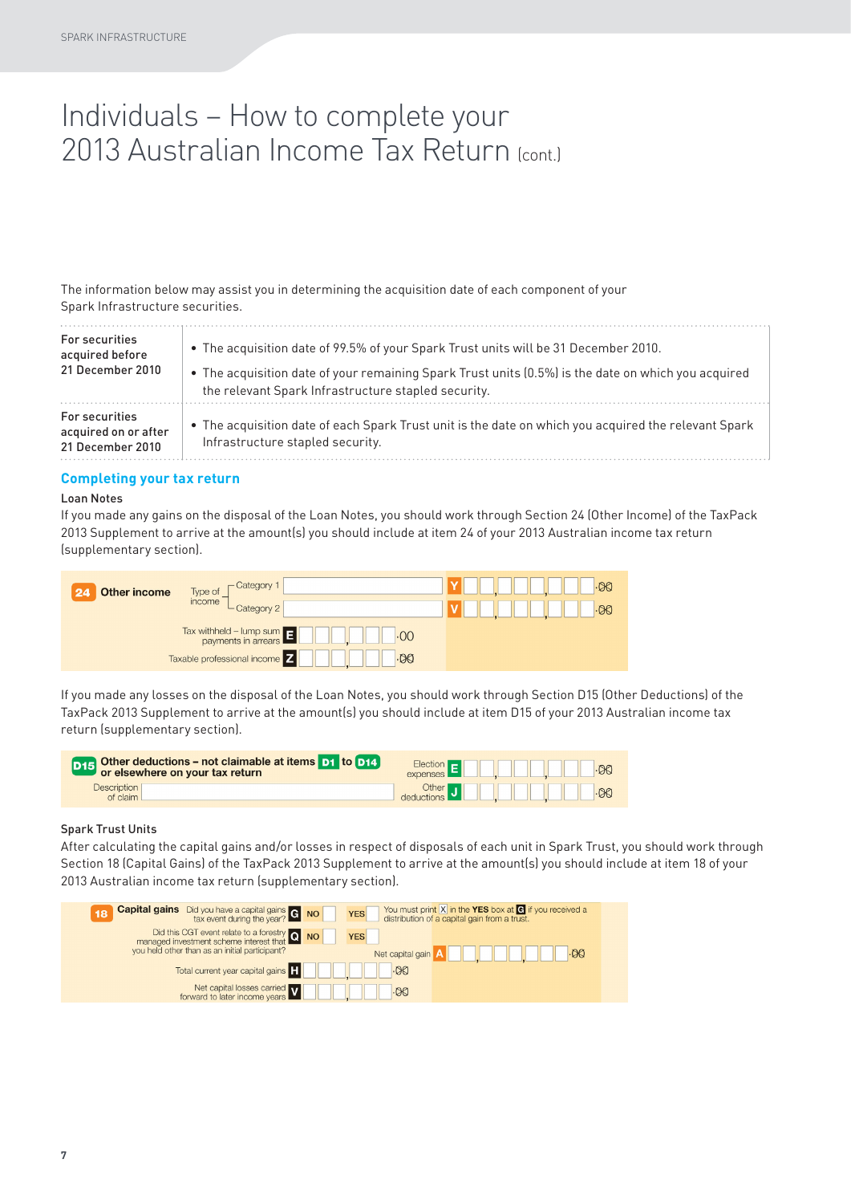# Individuals – How to complete your 2013 Australian Income Tax Return (cont.)

The information below may assist you in determining the acquisition date of each component of your Spark Infrastructure securities.

| | |
|---|---|
| For securities acquired before 21 December 2010 | • The acquisition date of 99.5% of your Spark Trust units will be 31 December 2010.<br>• The acquisition date of your remaining Spark Trust units (0.5%) is the date on which you acquired the relevant Spark Infrastructure stapled security. |
| For securities acquired on or after 21 December 2010 | • The acquisition date of each Spark Trust unit is the date on which you acquired the relevant Spark Infrastructure stapled security. |

## Completing your tax return

### Loan Notes

If you made any gains on the disposal of the Loan Notes, you should work through Section 24 (Other Income) of the TaxPack 2013 Supplement to arrive at the amount(s) you should include at item 24 of your 2013 Australian income tax return (supplementary section).

**24 Other income**
Type of income – Category 1 **Y** ,   ,   .00
Type of income – Category 2 **V** ,   ,   .00
Tax withheld – lump sum payments in arrears **E** ,   .00
Taxable professional income **Z** ,   .00

If you made any losses on the disposal of the Loan Notes, you should work through Section D15 (Other Deductions) of the TaxPack 2013 Supplement to arrive at the amount(s) you should include at item D15 of your 2013 Australian income tax return (supplementary section).

**D15 Other deductions – not claimable at items D1 to D14 or elsewhere on your tax return**
Election expenses **E** ,   ,   .00
Description of claim
Other deductions **J** ,   ,   .00

### Spark Trust Units

After calculating the capital gains and/or losses in respect of disposals of each unit in Spark Trust, you should work through Section 18 (Capital Gains) of the TaxPack 2013 Supplement to arrive at the amount(s) you should include at item 18 of your 2013 Australian income tax return (supplementary section).

**18 Capital gains**
Did you have a capital gains tax event during the year? **G** NO YES
You must print X in the **YES** box at **G** if you received a distribution of a capital gain from a trust.
Did this CGT event relate to a forestry managed investment scheme interest that you held other than as an initial participant? **Q** NO YES
Net capital gain **A** ,   ,   .00
Total current year capital gains **H** ,   .00
Net capital losses carried forward to later income years **V** ,   .00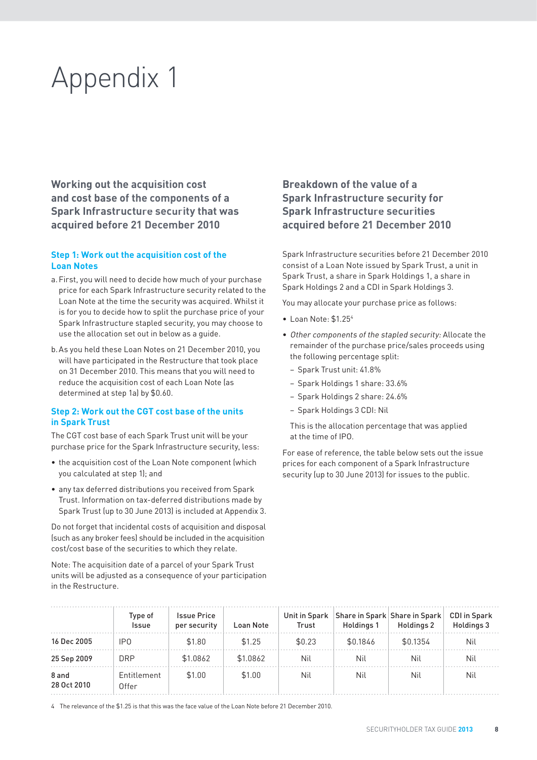// Appendix 1 page transcription

# Appendix 1

## Working out the acquisition cost and cost base of the components of a Spark Infrastructure security that was acquired before 21 December 2010

### Step 1: Work out the acquisition cost of the Loan Notes

a. First, you will need to decide how much of your purchase price for each Spark Infrastructure security related to the Loan Note at the time the security was acquired. Whilst it is for you to decide how to split the purchase price of your Spark Infrastructure stapled security, you may choose to use the allocation set out in below as a guide.

b. As you held these Loan Notes on 21 December 2010, you will have participated in the Restructure that took place on 31 December 2010. This means that you will need to reduce the acquisition cost of each Loan Note (as determined at step 1a) by $0.60.

### Step 2: Work out the CGT cost base of the units in Spark Trust

The CGT cost base of each Spark Trust unit will be your purchase price for the Spark Infrastructure security, less:

- the acquisition cost of the Loan Note component (which you calculated at step 1); and
- any tax deferred distributions you received from Spark Trust. Information on tax-deferred distributions made by Spark Trust (up to 30 June 2013) is included at Appendix 3.

Do not forget that incidental costs of acquisition and disposal (such as any broker fees) should be included in the acquisition cost/cost base of the securities to which they relate.

Note: The acquisition date of a parcel of your Spark Trust units will be adjusted as a consequence of your participation in the Restructure.

## Breakdown of the value of a Spark Infrastructure security for Spark Infrastructure securities acquired before 21 December 2010

Spark Infrastructure securities before 21 December 2010 consist of a Loan Note issued by Spark Trust, a unit in Spark Trust, a share in Spark Holdings 1, a share in Spark Holdings 2 and a CDI in Spark Holdings 3.

You may allocate your purchase price as follows:

- Loan Note: $1.25[4]
- *Other components of the stapled security:* Allocate the remainder of the purchase price/sales proceeds using the following percentage split:
  - Spark Trust unit: 41.8%
  - Spark Holdings 1 share: 33.6%
  - Spark Holdings 2 share: 24.6%
  - Spark Holdings 3 CDI: Nil

  This is the allocation percentage that was applied at the time of IPO.

For ease of reference, the table below sets out the issue prices for each component of a Spark Infrastructure security (up to 30 June 2013) for issues to the public.

| | Type of Issue | Issue Price per security | Loan Note | Unit in Spark Trust | Share in Spark Holdings 1 | Share in Spark Holdings 2 | CDI in Spark Holdings 3 |
|---|---|---|---|---|---|---|---|
| 16 Dec 2005 | IPO | $1.80 | $1.25 | $0.23 | $0.1846 | $0.1354 | Nil |
| 25 Sep 2009 | DRP | $1.0862 | $1.0862 | Nil | Nil | Nil | Nil |
| 8 and 28 Oct 2010 | Entitlement Offer | $1.00 | $1.00 | Nil | Nil | Nil | Nil |

[4] The relevance of the $1.25 is that this was the face value of the Loan Note before 21 December 2010.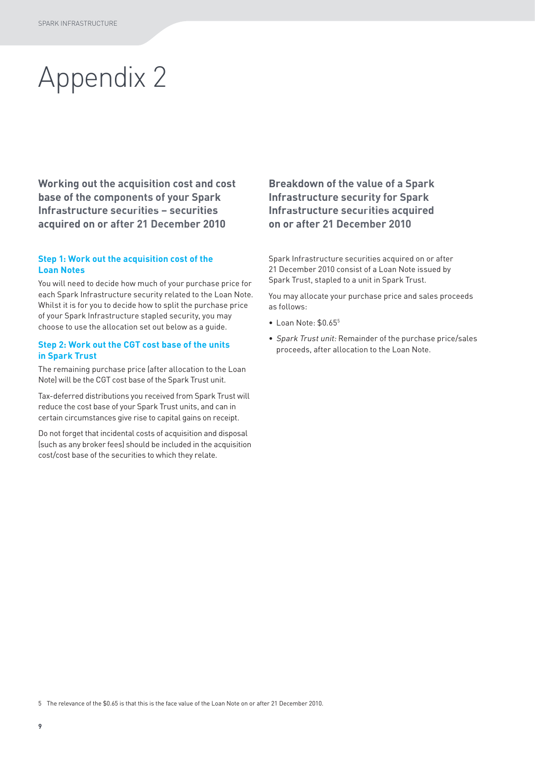# Appendix 2

## Working out the acquisition cost and cost base of the components of your Spark Infrastructure securities – securities acquired on or after 21 December 2010

### Step 1: Work out the acquisition cost of the Loan Notes

You will need to decide how much of your purchase price for each Spark Infrastructure security related to the Loan Note. Whilst it is for you to decide how to split the purchase price of your Spark Infrastructure stapled security, you may choose to use the allocation set out below as a guide.

### Step 2: Work out the CGT cost base of the units in Spark Trust

The remaining purchase price (after allocation to the Loan Note) will be the CGT cost base of the Spark Trust unit.

Tax-deferred distributions you received from Spark Trust will reduce the cost base of your Spark Trust units, and can in certain circumstances give rise to capital gains on receipt.

Do not forget that incidental costs of acquisition and disposal (such as any broker fees) should be included in the acquisition cost/cost base of the securities to which they relate.

## Breakdown of the value of a Spark Infrastructure security for Spark Infrastructure securities acquired on or after 21 December 2010

Spark Infrastructure securities acquired on or after 21 December 2010 consist of a Loan Note issued by Spark Trust, stapled to a unit in Spark Trust.

You may allocate your purchase price and sales proceeds as follows:

- Loan Note: $0.65[5]
- *Spark Trust unit:* Remainder of the purchase price/sales proceeds, after allocation to the Loan Note.

5 The relevance of the $0.65 is that this is the face value of the Loan Note on or after 21 December 2010.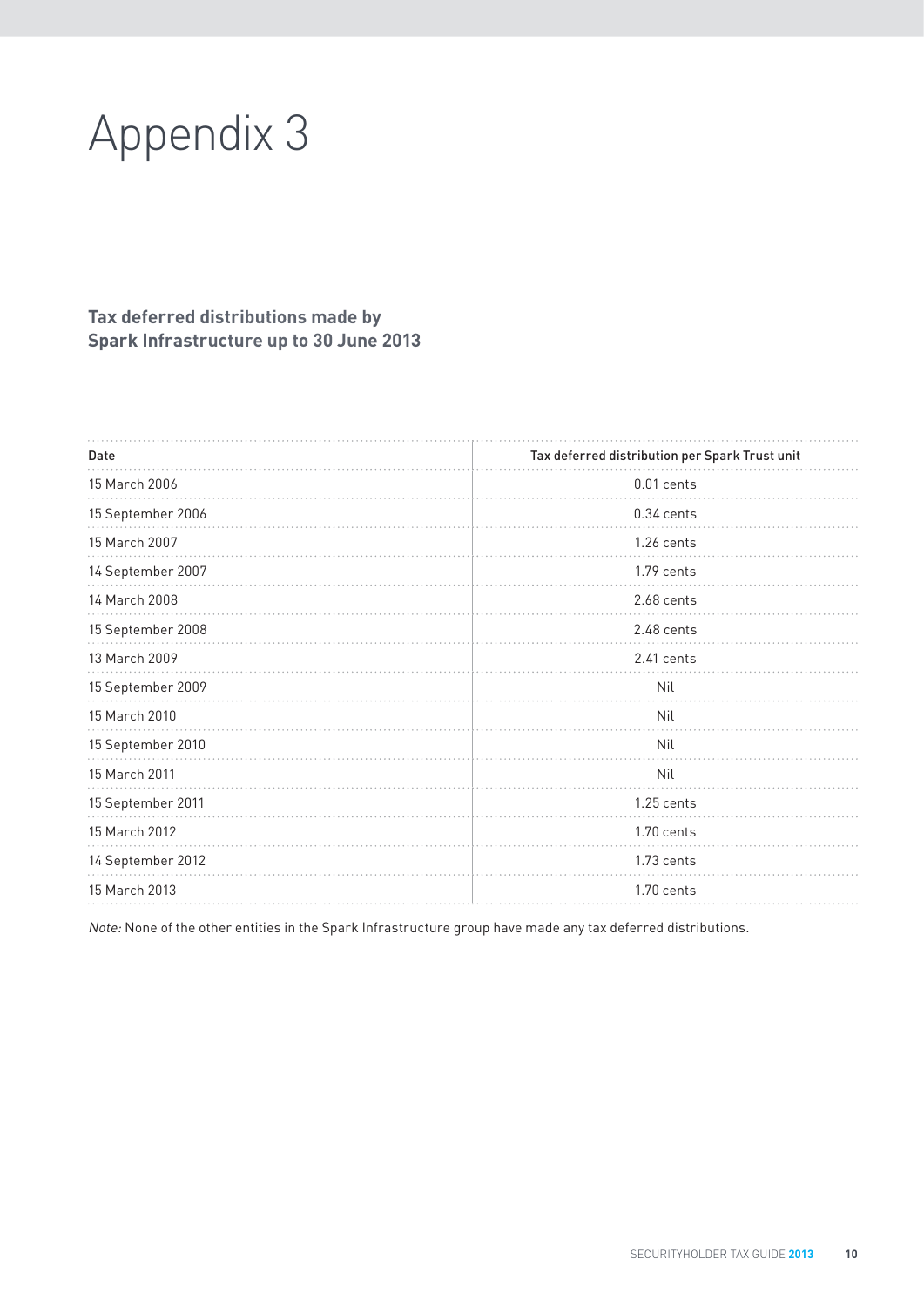# Appendix 3

## Tax deferred distributions made by Spark Infrastructure up to 30 June 2013

| Date | Tax deferred distribution per Spark Trust unit |
|---|---|
| 15 March 2006 | 0.01 cents |
| 15 September 2006 | 0.34 cents |
| 15 March 2007 | 1.26 cents |
| 14 September 2007 | 1.79 cents |
| 14 March 2008 | 2.68 cents |
| 15 September 2008 | 2.48 cents |
| 13 March 2009 | 2.41 cents |
| 15 September 2009 | Nil |
| 15 March 2010 | Nil |
| 15 September 2010 | Nil |
| 15 March 2011 | Nil |
| 15 September 2011 | 1.25 cents |
| 15 March 2012 | 1.70 cents |
| 14 September 2012 | 1.73 cents |
| 15 March 2013 | 1.70 cents |

*Note:* None of the other entities in the Spark Infrastructure group have made any tax deferred distributions.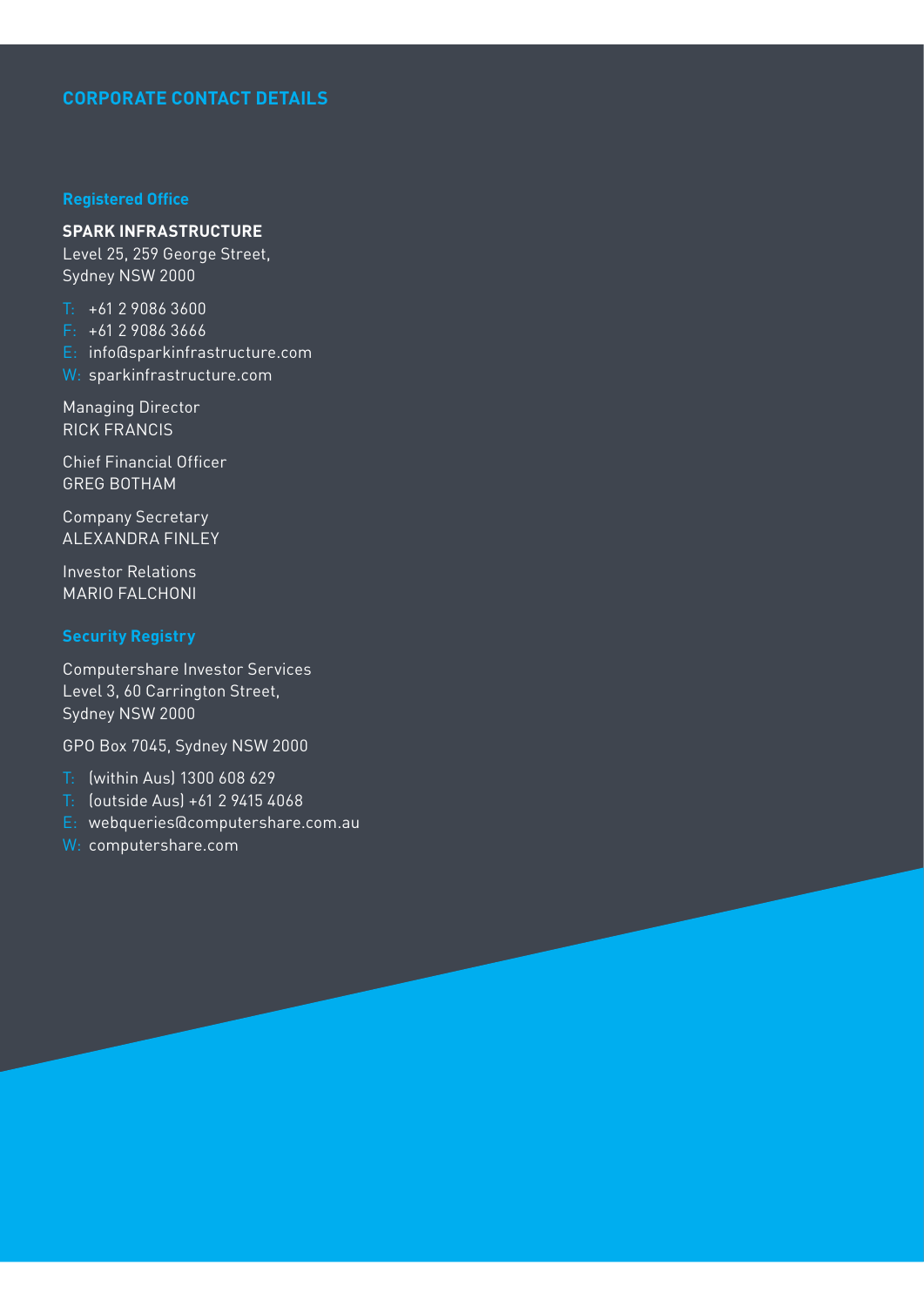# CORPORATE CONTACT DETAILS

## Registered Office

**SPARK INFRASTRUCTURE**
Level 25, 259 George Street,
Sydney NSW 2000

T: +61 2 9086 3600
F: +61 2 9086 3666
E: info@sparkinfrastructure.com
W: sparkinfrastructure.com

Managing Director
RICK FRANCIS

Chief Financial Officer
GREG BOTHAM

Company Secretary
ALEXANDRA FINLEY

Investor Relations
MARIO FALCHONI

## Security Registry

Computershare Investor Services
Level 3, 60 Carrington Street,
Sydney NSW 2000

GPO Box 7045, Sydney NSW 2000

T: (within Aus) 1300 608 629
T: (outside Aus) +61 2 9415 4068
E: webqueries@computershare.com.au
W: computershare.com